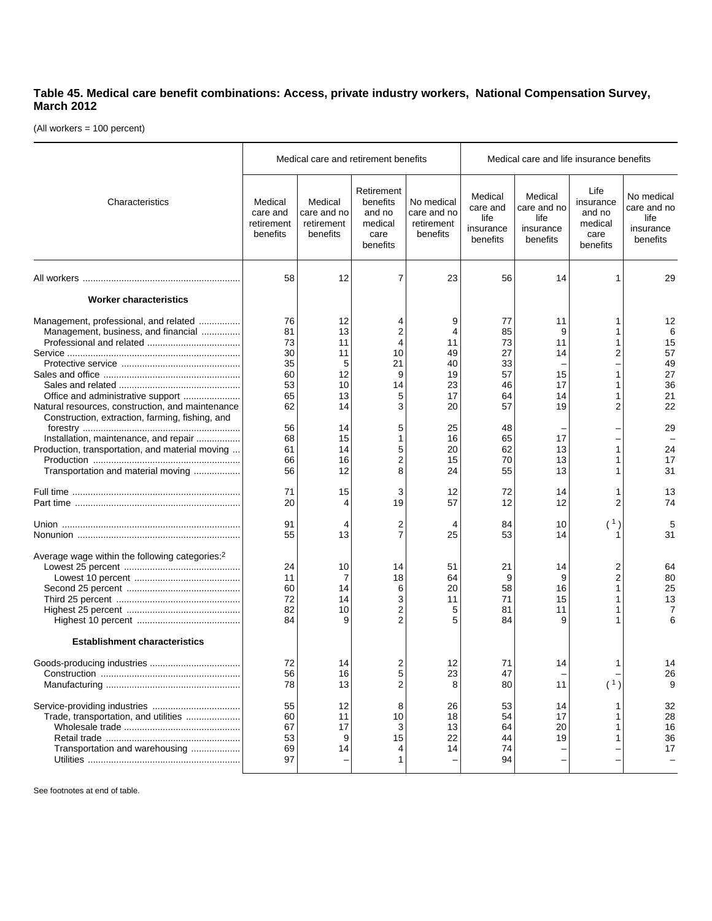**Table 45. Medical care benefit combinations: Access, private industry workers, National Compensation Survey, March 2012**

(All workers = 100 percent)

| Characteristics | Medical care and retirement benefits | | | | Medical care and life insurance benefits | | | |
|---|---|---|---|---|---|---|---|---|
| | Medical care and retirement benefits | Medical care and no retirement benefits | Retirement benefits and no medical care benefits | No medical care and no retirement benefits | Medical care and life insurance benefits | Medical care and no life insurance benefits | Life insurance and no medical care benefits | No medical care and no life insurance benefits |
| All workers | 58 | 12 | 7 | 23 | 56 | 14 | 1 | 29 |
| **Worker characteristics** | | | | | | | | |
| Management, professional, and related | 76 | 12 | 4 | 9 | 77 | 11 | 1 | 12 |
| Management, business, and financial | 81 | 13 | 2 | 4 | 85 | 9 | 1 | 6 |
| Professional and related | 73 | 11 | 4 | 11 | 73 | 11 | 1 | 15 |
| Service | 30 | 11 | 10 | 49 | 27 | 14 | 2 | 57 |
| Protective service | 35 | 5 | 21 | 40 | 33 | – | – | 49 |
| Sales and office | 60 | 12 | 9 | 19 | 57 | 15 | 1 | 27 |
| Sales and related | 53 | 10 | 14 | 23 | 46 | 17 | 1 | 36 |
| Office and administrative support | 65 | 13 | 5 | 17 | 64 | 14 | 1 | 21 |
| Natural resources, construction, and maintenance | 62 | 14 | 3 | 20 | 57 | 19 | 2 | 22 |
| Construction, extraction, farming, fishing, and forestry | 56 | 14 | 5 | 25 | 48 | – | – | 29 |
| Installation, maintenance, and repair | 68 | 15 | 1 | 16 | 65 | 17 | – | – |
| Production, transportation, and material moving | 61 | 14 | 5 | 20 | 62 | 13 | 1 | 24 |
| Production | 66 | 16 | 2 | 15 | 70 | 13 | 1 | 17 |
| Transportation and material moving | 56 | 12 | 8 | 24 | 55 | 13 | 1 | 31 |
| Full time | 71 | 15 | 3 | 12 | 72 | 14 | 1 | 13 |
| Part time | 20 | 4 | 19 | 57 | 12 | 12 | 2 | 74 |
| Union | 91 | 4 | 2 | 4 | 84 | 10 | ([1]) | 5 |
| Nonunion | 55 | 13 | 7 | 25 | 53 | 14 | 1 | 31 |
| Average wage within the following categories:[2] | | | | | | | | |
| Lowest 25 percent | 24 | 10 | 14 | 51 | 21 | 14 | 2 | 64 |
| Lowest 10 percent | 11 | 7 | 18 | 64 | 9 | 9 | 2 | 80 |
| Second 25 percent | 60 | 14 | 6 | 20 | 58 | 16 | 1 | 25 |
| Third 25 percent | 72 | 14 | 3 | 11 | 71 | 15 | 1 | 13 |
| Highest 25 percent | 82 | 10 | 2 | 5 | 81 | 11 | 1 | 7 |
| Highest 10 percent | 84 | 9 | 2 | 5 | 84 | 9 | 1 | 6 |
| **Establishment characteristics** | | | | | | | | |
| Goods-producing industries | 72 | 14 | 2 | 12 | 71 | 14 | 1 | 14 |
| Construction | 56 | 16 | 5 | 23 | 47 | – | – | 26 |
| Manufacturing | 78 | 13 | 2 | 8 | 80 | 11 | ([1]) | 9 |
| Service-providing industries | 55 | 12 | 8 | 26 | 53 | 14 | 1 | 32 |
| Trade, transportation, and utilities | 60 | 11 | 10 | 18 | 54 | 17 | 1 | 28 |
| Wholesale trade | 67 | 17 | 3 | 13 | 64 | 20 | 1 | 16 |
| Retail trade | 53 | 9 | 15 | 22 | 44 | 19 | 1 | 36 |
| Transportation and warehousing | 69 | 14 | 4 | 14 | 74 | – | – | 17 |
| Utilities | 97 | – | 1 | – | 94 | – | – | – |

See footnotes at end of table.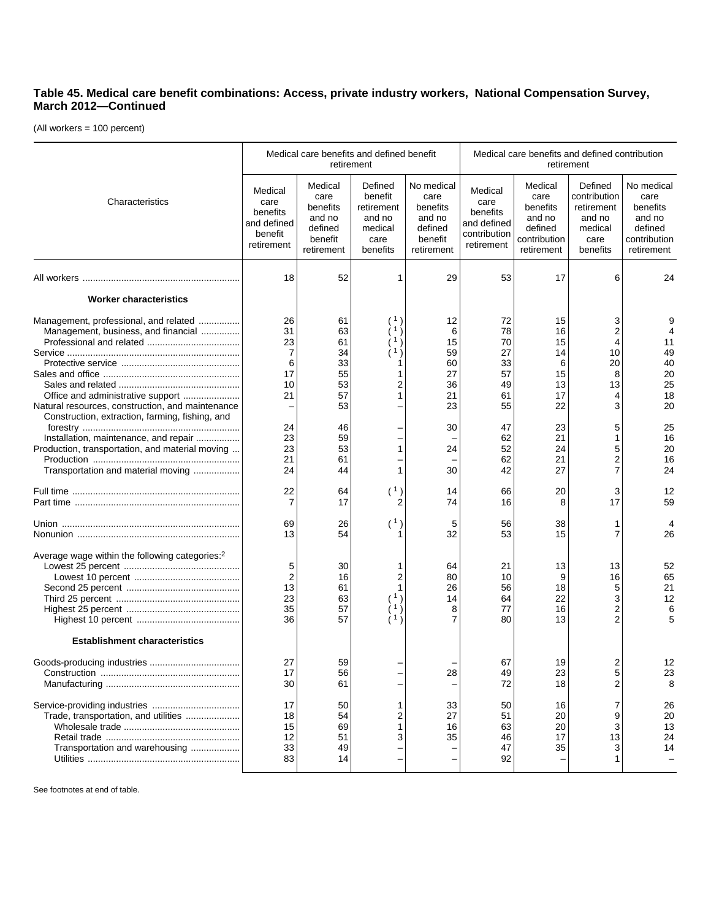**Table 45. Medical care benefit combinations: Access, private industry workers, National Compensation Survey, March 2012—Continued**

(All workers = 100 percent)

| Characteristics | Medical care benefits and defined benefit retirement | | | | Medical care benefits and defined contribution retirement | | | |
|---|---|---|---|---|---|---|---|---|
| | Medical care benefits and defined benefit retirement | Medical care benefits and no defined benefit retirement | Defined benefit retirement and no medical care benefits | No medical care benefits and no defined benefit retirement | Medical care benefits and defined contribution retirement | Medical care benefits and no defined contribution retirement | Defined contribution retirement and no medical care benefits | No medical care benefits and no defined contribution retirement |
| All workers | 18 | 52 | 1 | 29 | 53 | 17 | 6 | 24 |
| **Worker characteristics** | | | | | | | | |
| Management, professional, and related | 26 | 61 | ( 1 ) | 12 | 72 | 15 | 3 | 9 |
| Management, business, and financial | 31 | 63 | ( 1 ) | 6 | 78 | 16 | 2 | 4 |
| Professional and related | 23 | 61 | ( 1 ) | 15 | 70 | 15 | 4 | 11 |
| Service | 7 | 34 | ( 1 ) | 59 | 27 | 14 | 10 | 49 |
| Protective service | 6 | 33 | 1 | 60 | 33 | 6 | 20 | 40 |
| Sales and office | 17 | 55 | 1 | 27 | 57 | 15 | 8 | 20 |
| Sales and related | 10 | 53 | 2 | 36 | 49 | 13 | 13 | 25 |
| Office and administrative support | 21 | 57 | 1 | 21 | 61 | 17 | 4 | 18 |
| Natural resources, construction, and maintenance | – | 53 | – | 23 | 55 | 22 | 3 | 20 |
| Construction, extraction, farming, fishing, and forestry | 24 | 46 | – | 30 | 47 | 23 | 5 | 25 |
| Installation, maintenance, and repair | 23 | 59 | – | – | 62 | 21 | 1 | 16 |
| Production, transportation, and material moving | 23 | 53 | 1 | 24 | 52 | 24 | 5 | 20 |
| Production | 21 | 61 | – | – | 62 | 21 | 2 | 16 |
| Transportation and material moving | 24 | 44 | 1 | 30 | 42 | 27 | 7 | 24 |
| Full time | 22 | 64 | ( 1 ) | 14 | 66 | 20 | 3 | 12 |
| Part time | 7 | 17 | 2 | 74 | 16 | 8 | 17 | 59 |
| Union | 69 | 26 | ( 1 ) | 5 | 56 | 38 | 1 | 4 |
| Nonunion | 13 | 54 | 1 | 32 | 53 | 15 | 7 | 26 |
| Average wage within the following categories:[2] | | | | | | | | |
| Lowest 25 percent | 5 | 30 | 1 | 64 | 21 | 13 | 13 | 52 |
| Lowest 10 percent | 2 | 16 | 2 | 80 | 10 | 9 | 16 | 65 |
| Second 25 percent | 13 | 61 | 1 | 26 | 56 | 18 | 5 | 21 |
| Third 25 percent | 23 | 63 | ( 1 ) | 14 | 64 | 22 | 3 | 12 |
| Highest 25 percent | 35 | 57 | ( 1 ) | 8 | 77 | 16 | 2 | 6 |
| Highest 10 percent | 36 | 57 | ( 1 ) | 7 | 80 | 13 | 2 | 5 |
| **Establishment characteristics** | | | | | | | | |
| Goods-producing industries | 27 | 59 | – | – | 67 | 19 | 2 | 12 |
| Construction | 17 | 56 | – | 28 | 49 | 23 | 5 | 23 |
| Manufacturing | 30 | 61 | – | – | 72 | 18 | 2 | 8 |
| Service-providing industries | 17 | 50 | 1 | 33 | 50 | 16 | 7 | 26 |
| Trade, transportation, and utilities | 18 | 54 | 2 | 27 | 51 | 20 | 9 | 20 |
| Wholesale trade | 15 | 69 | 1 | 16 | 63 | 20 | 3 | 13 |
| Retail trade | 12 | 51 | 3 | 35 | 46 | 17 | 13 | 24 |
| Transportation and warehousing | 33 | 49 | – | – | 47 | 35 | 3 | 14 |
| Utilities | 83 | 14 | – | – | 92 | – | 1 | – |

See footnotes at end of table.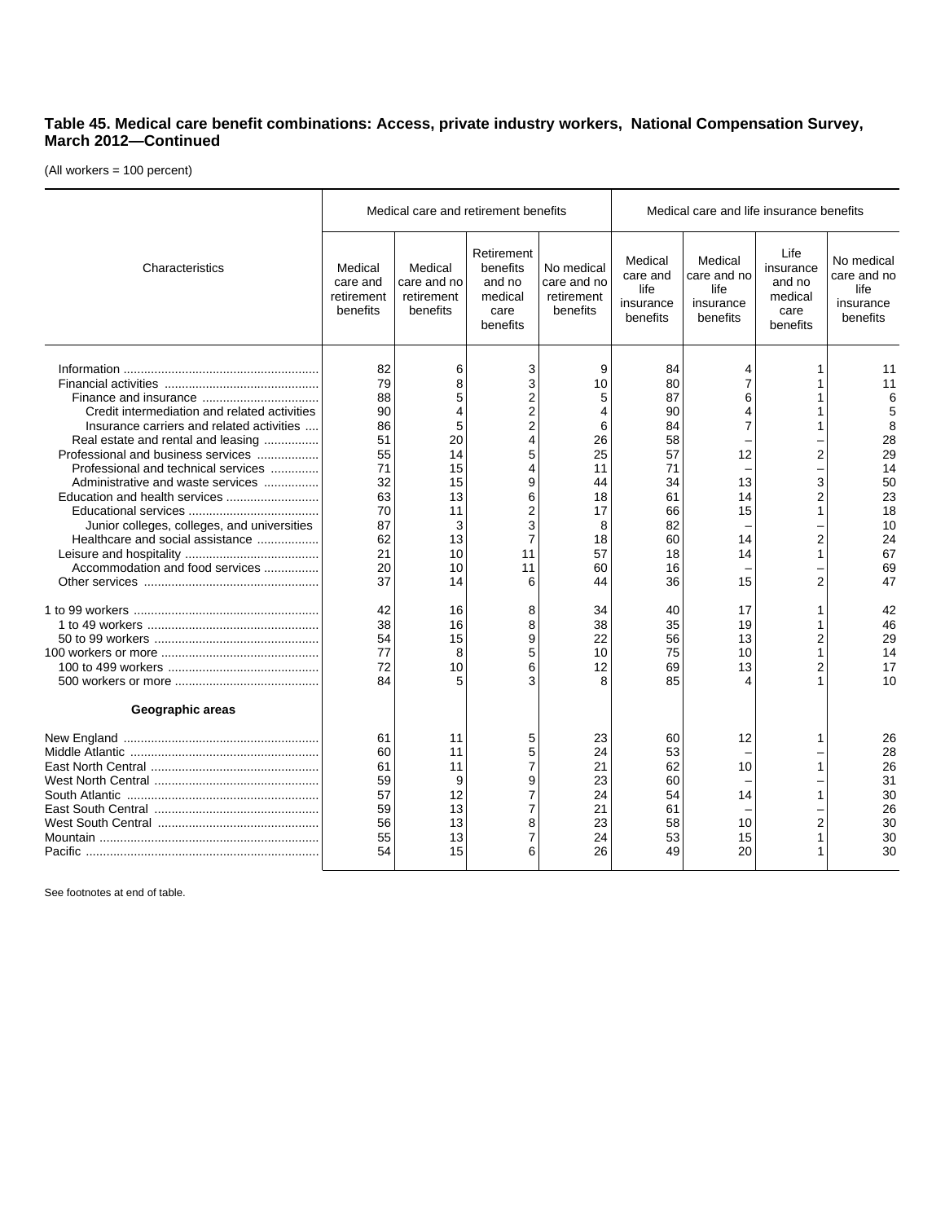**Table 45. Medical care benefit combinations: Access, private industry workers, National Compensation Survey, March 2012—Continued**

(All workers = 100 percent)

| Characteristics | Medical care and retirement benefits | | | | Medical care and life insurance benefits | | | |
|---|---|---|---|---|---|---|---|---|
| | Medical care and retirement benefits | Medical care and no retirement benefits | Retirement benefits and no medical care benefits | No medical care and no retirement benefits | Medical care and life insurance benefits | Medical care and no life insurance benefits | Life insurance and no medical care benefits | No medical care and no life insurance benefits |
| Information | 82 | 6 | 3 | 9 | 84 | 4 | 1 | 11 |
| Financial activities | 79 | 8 | 3 | 10 | 80 | 7 | 1 | 11 |
| Finance and insurance | 88 | 5 | 2 | 5 | 87 | 6 | 1 | 6 |
| Credit intermediation and related activities | 90 | 4 | 2 | 4 | 90 | 4 | 1 | 5 |
| Insurance carriers and related activities | 86 | 5 | 2 | 6 | 84 | 7 | 1 | 8 |
| Real estate and rental and leasing | 51 | 20 | 4 | 26 | 58 | – | – | 28 |
| Professional and business services | 55 | 14 | 5 | 25 | 57 | 12 | 2 | 29 |
| Professional and technical services | 71 | 15 | 4 | 11 | 71 | – | – | 14 |
| Administrative and waste services | 32 | 15 | 9 | 44 | 34 | 13 | 3 | 50 |
| Education and health services | 63 | 13 | 6 | 18 | 61 | 14 | 2 | 23 |
| Educational services | 70 | 11 | 2 | 17 | 66 | 15 | 1 | 18 |
| Junior colleges, colleges, and universities | 87 | 3 | 3 | 8 | 82 | – | – | 10 |
| Healthcare and social assistance | 62 | 13 | 7 | 18 | 60 | 14 | 2 | 24 |
| Leisure and hospitality | 21 | 10 | 11 | 57 | 18 | 14 | 1 | 67 |
| Accommodation and food services | 20 | 10 | 11 | 60 | 16 | – | – | 69 |
| Other services | 37 | 14 | 6 | 44 | 36 | 15 | 2 | 47 |
| 1 to 99 workers | 42 | 16 | 8 | 34 | 40 | 17 | 1 | 42 |
| 1 to 49 workers | 38 | 16 | 8 | 38 | 35 | 19 | 1 | 46 |
| 50 to 99 workers | 54 | 15 | 9 | 22 | 56 | 13 | 2 | 29 |
| 100 workers or more | 77 | 8 | 5 | 10 | 75 | 10 | 1 | 14 |
| 100 to 499 workers | 72 | 10 | 6 | 12 | 69 | 13 | 2 | 17 |
| 500 workers or more | 84 | 5 | 3 | 8 | 85 | 4 | 1 | 10 |
| **Geographic areas** | | | | | | | | |
| New England | 61 | 11 | 5 | 23 | 60 | 12 | 1 | 26 |
| Middle Atlantic | 60 | 11 | 5 | 24 | 53 | – | – | 28 |
| East North Central | 61 | 11 | 7 | 21 | 62 | 10 | 1 | 26 |
| West North Central | 59 | 9 | 9 | 23 | 60 | – | – | 31 |
| South Atlantic | 57 | 12 | 7 | 24 | 54 | 14 | 1 | 30 |
| East South Central | 59 | 13 | 7 | 21 | 61 | – | – | 26 |
| West South Central | 56 | 13 | 8 | 23 | 58 | 10 | 2 | 30 |
| Mountain | 55 | 13 | 7 | 24 | 53 | 15 | 1 | 30 |
| Pacific | 54 | 15 | 6 | 26 | 49 | 20 | 1 | 30 |

See footnotes at end of table.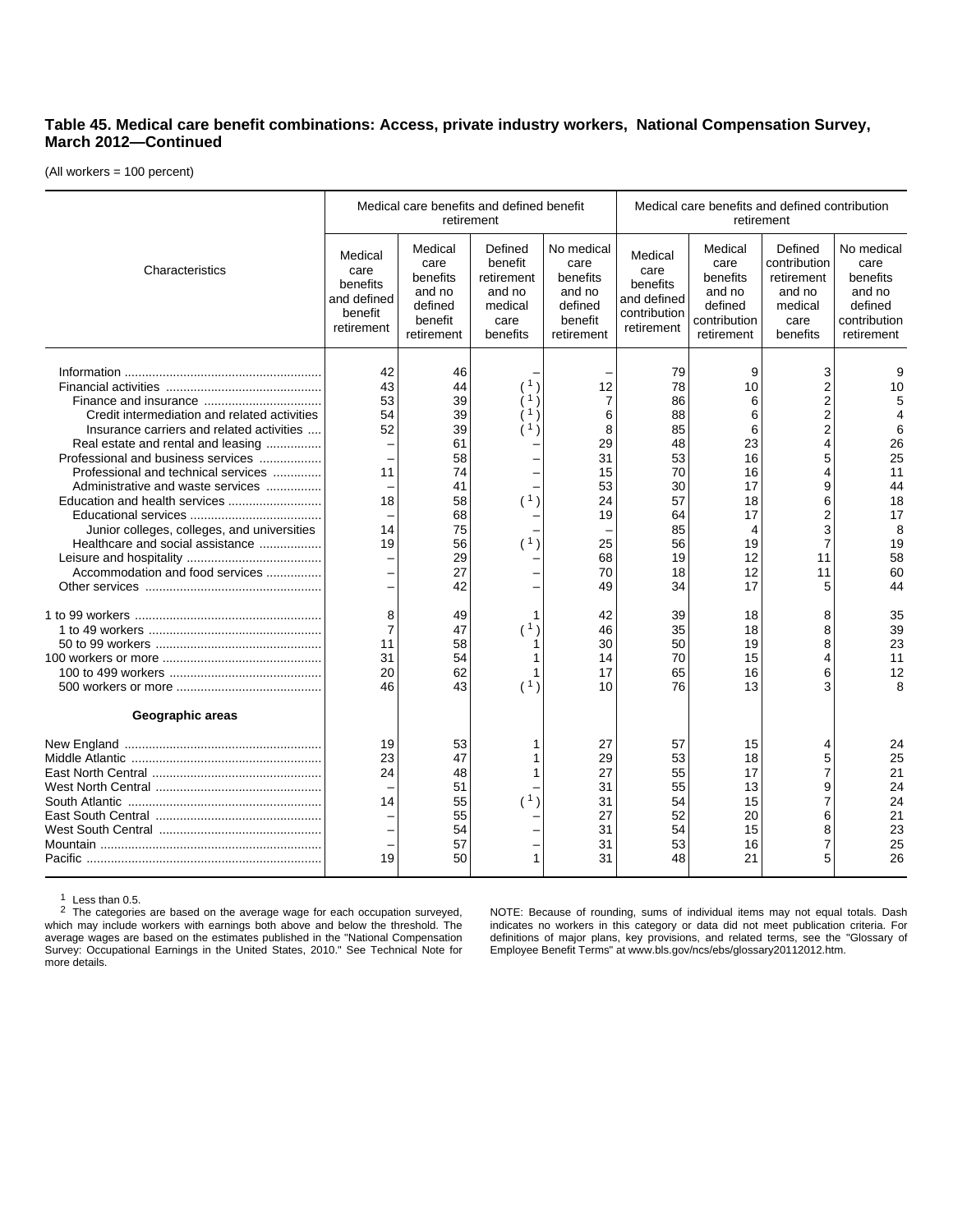**Table 45. Medical care benefit combinations: Access, private industry workers, National Compensation Survey, March 2012—Continued**

(All workers = 100 percent)

| Characteristics | Medical care benefits and defined benefit retirement | | | | Medical care benefits and defined contribution retirement | | | |
|---|---|---|---|---|---|---|---|---|
| | Medical care benefits and defined benefit retirement | Medical care benefits and no defined benefit retirement | Defined benefit retirement and no medical care benefits | No medical care benefits and no defined benefit retirement | Medical care benefits and defined contribution retirement | Medical care benefits and no defined contribution retirement | Defined contribution retirement and no medical care benefits | No medical care benefits and no defined contribution retirement |
| Information | 42 | 46 | – | – | 79 | 9 | 3 | 9 |
| Financial activities | 43 | 44 | ( 1 ) | 12 | 78 | 10 | 2 | 10 |
| Finance and insurance | 53 | 39 | ( 1 ) | 7 | 86 | 6 | 2 | 5 |
| Credit intermediation and related activities | 54 | 39 | ( 1 ) | 6 | 88 | 6 | 2 | 4 |
| Insurance carriers and related activities | 52 | 39 | ( 1 ) | 8 | 85 | 6 | 2 | 6 |
| Real estate and rental and leasing | – | 61 | – | 29 | 48 | 23 | 4 | 26 |
| Professional and business services | – | 58 | – | 31 | 53 | 16 | 5 | 25 |
| Professional and technical services | 11 | 74 | – | 15 | 70 | 16 | 4 | 11 |
| Administrative and waste services | – | 41 | – | 53 | 30 | 17 | 9 | 44 |
| Education and health services | 18 | 58 | ( 1 ) | 24 | 57 | 18 | 6 | 18 |
| Educational services | – | 68 | – | 19 | 64 | 17 | 2 | 17 |
| Junior colleges, colleges, and universities | 14 | 75 | – | – | 85 | 4 | 3 | 8 |
| Healthcare and social assistance | 19 | 56 | ( 1 ) | 25 | 56 | 19 | 7 | 19 |
| Leisure and hospitality | – | 29 | – | 68 | 19 | 12 | 11 | 58 |
| Accommodation and food services | – | 27 | – | 70 | 18 | 12 | 11 | 60 |
| Other services | – | 42 | – | 49 | 34 | 17 | 5 | 44 |
| 1 to 99 workers | 8 | 49 | 1 | 42 | 39 | 18 | 8 | 35 |
| 1 to 49 workers | 7 | 47 | ( 1 ) | 46 | 35 | 18 | 8 | 39 |
| 50 to 99 workers | 11 | 58 | 1 | 30 | 50 | 19 | 8 | 23 |
| 100 workers or more | 31 | 54 | 1 | 14 | 70 | 15 | 4 | 11 |
| 100 to 499 workers | 20 | 62 | 1 | 17 | 65 | 16 | 6 | 12 |
| 500 workers or more | 46 | 43 | ( 1 ) | 10 | 76 | 13 | 3 | 8 |
| **Geographic areas** | | | | | | | | |
| New England | 19 | 53 | 1 | 27 | 57 | 15 | 4 | 24 |
| Middle Atlantic | 23 | 47 | 1 | 29 | 53 | 18 | 5 | 25 |
| East North Central | 24 | 48 | 1 | 27 | 55 | 17 | 7 | 21 |
| West North Central | – | 51 | – | 31 | 55 | 13 | 9 | 24 |
| South Atlantic | 14 | 55 | ( 1 ) | 31 | 54 | 15 | 7 | 24 |
| East South Central | – | 55 | – | 27 | 52 | 20 | 6 | 21 |
| West South Central | – | 54 | – | 31 | 54 | 15 | 8 | 23 |
| Mountain | – | 57 | – | 31 | 53 | 16 | 7 | 25 |
| Pacific | 19 | 50 | 1 | 31 | 48 | 21 | 5 | 26 |

[1] Less than 0.5.

[2] The categories are based on the average wage for each occupation surveyed, which may include workers with earnings both above and below the threshold. The average wages are based on the estimates published in the "National Compensation Survey: Occupational Earnings in the United States, 2010." See Technical Note for more details.

NOTE: Because of rounding, sums of individual items may not equal totals. Dash indicates no workers in this category or data did not meet publication criteria. For definitions of major plans, key provisions, and related terms, see the "Glossary of Employee Benefit Terms" at www.bls.gov/ncs/ebs/glossary20112012.htm.